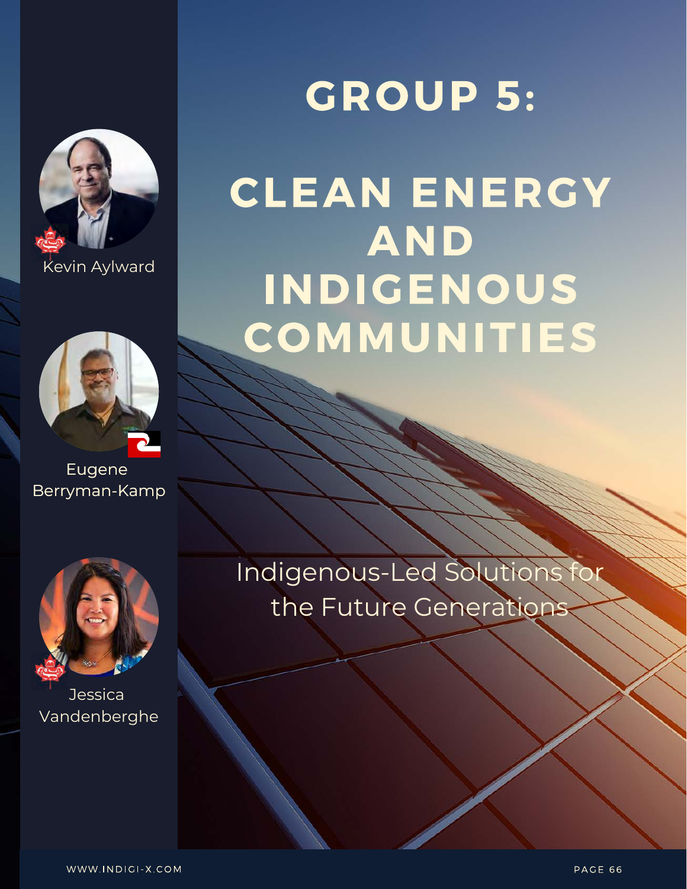# GROUP 5:

# CLEAN ENERGY AND INDIGENOUS COMMUNITIES

Indigenous-Led Solutions for the Future Generations

Kevin Aylward

Eugene Berryman-Kamp

Jessica Vandenberghe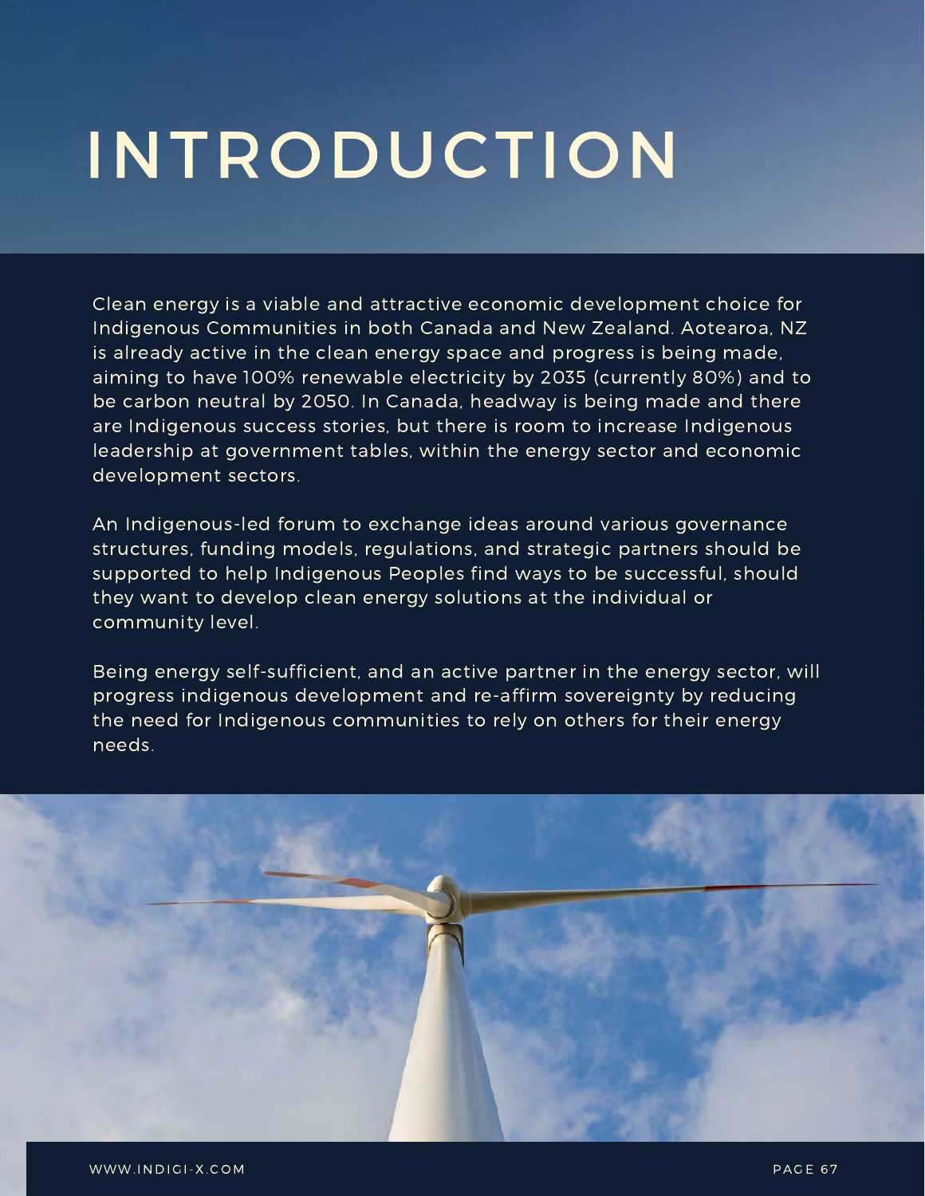# INTRODUCTION

Clean energy is a viable and attractive economic development choice for Indigenous Communities in both Canada and New Zealand. Aotearoa, NZ is already active in the clean energy space and progress is being made, aiming to have 100% renewable electricity by 2035 (currently 80%) and to be carbon neutral by 2050. In Canada, headway is being made and there are Indigenous success stories, but there is room to increase Indigenous leadership at government tables, within the energy sector and economic development sectors.

An Indigenous-led forum to exchange ideas around various governance structures, funding models, regulations, and strategic partners should be supported to help Indigenous Peoples find ways to be successful, should they want to develop clean energy solutions at the individual or community level.

Being energy self-sufficient, and an active partner in the energy sector, will progress indigenous development and re-affirm sovereignty by reducing the need for Indigenous communities to rely on others for their energy needs.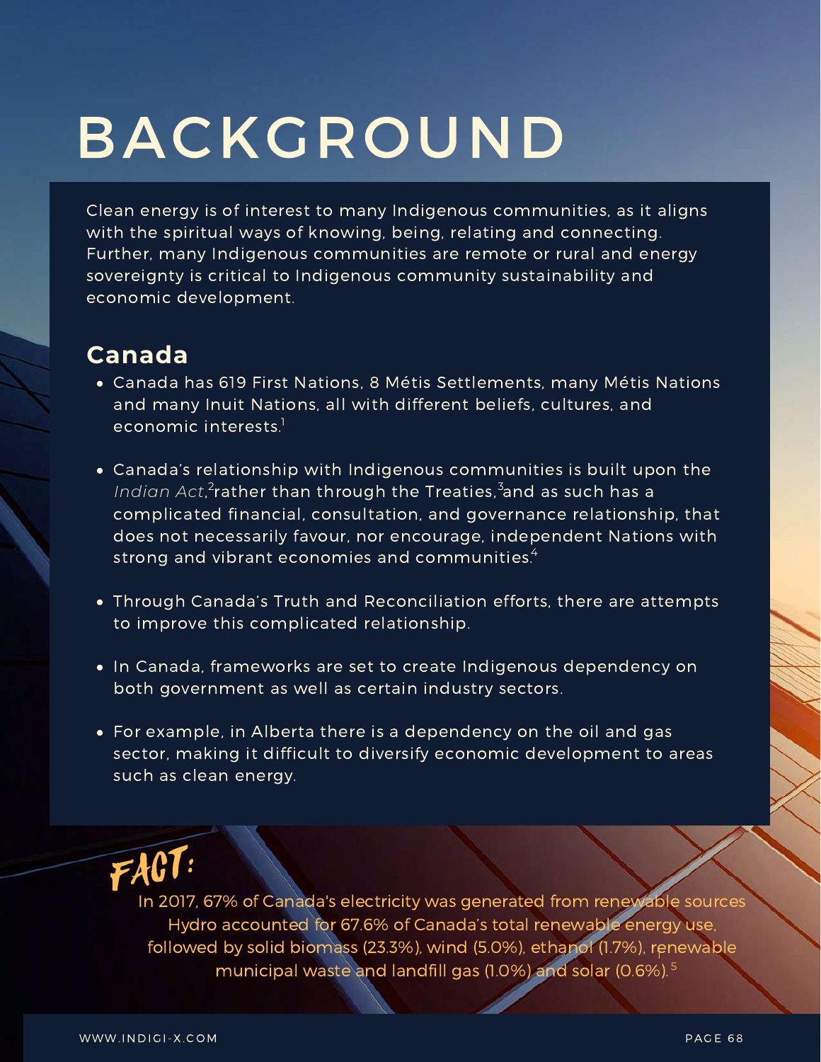# BACKGROUND

Clean energy is of interest to many Indigenous communities, as it aligns with the spiritual ways of knowing, being, relating and connecting. Further, many Indigenous communities are remote or rural and energy sovereignty is critical to Indigenous community sustainability and economic development.

## Canada

- Canada has 619 First Nations, 8 Métis Settlements, many Métis Nations and many Inuit Nations, all with different beliefs, cultures, and economic interests.[1]
- Canada's relationship with Indigenous communities is built upon the *Indian Act*,[2] rather than through the Treaties,[3] and as such has a complicated financial, consultation, and governance relationship, that does not necessarily favour, nor encourage, independent Nations with strong and vibrant economies and communities.[4]
- Through Canada's Truth and Reconciliation efforts, there are attempts to improve this complicated relationship.
- In Canada, frameworks are set to create Indigenous dependency on both government as well as certain industry sectors.
- For example, in Alberta there is a dependency on the oil and gas sector, making it difficult to diversify economic development to areas such as clean energy.

**FACT:**

In 2017, 67% of Canada's electricity was generated from renewable sources Hydro accounted for 67.6% of Canada's total renewable energy use, followed by solid biomass (23.3%), wind (5.0%), ethanol (1.7%), renewable municipal waste and landfill gas (1.0%) and solar (0.6%).[5]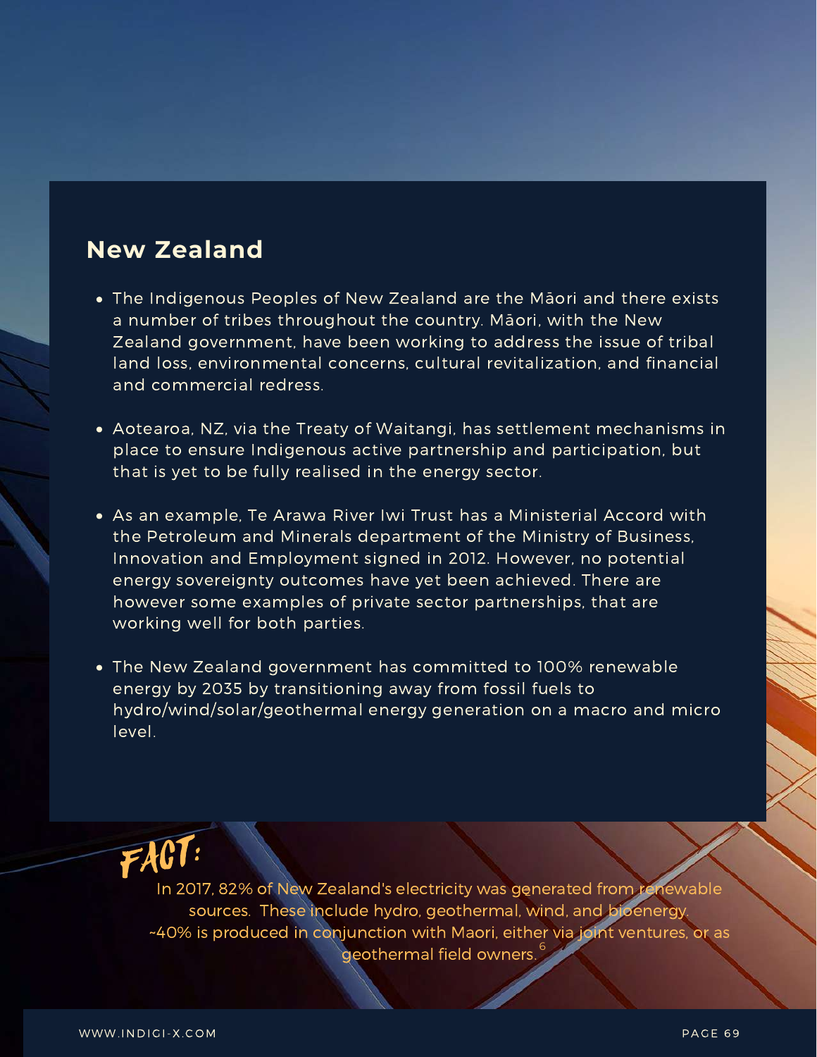## New Zealand

- The Indigenous Peoples of New Zealand are the Māori and there exists a number of tribes throughout the country. Māori, with the New Zealand government, have been working to address the issue of tribal land loss, environmental concerns, cultural revitalization, and financial and commercial redress.
- Aotearoa, NZ, via the Treaty of Waitangi, has settlement mechanisms in place to ensure Indigenous active partnership and participation, but that is yet to be fully realised in the energy sector.
- As an example, Te Arawa River Iwi Trust has a Ministerial Accord with the Petroleum and Minerals department of the Ministry of Business, Innovation and Employment signed in 2012. However, no potential energy sovereignty outcomes have yet been achieved. There are however some examples of private sector partnerships, that are working well for both parties.
- The New Zealand government has committed to 100% renewable energy by 2035 by transitioning away from fossil fuels to hydro/wind/solar/geothermal energy generation on a macro and micro level.

**FACT:**

In 2017, 82% of New Zealand's electricity was generated from renewable sources. These include hydro, geothermal, wind, and bioenergy. ~40% is produced in conjunction with Maori, either via joint ventures, or as geothermal field owners.[6]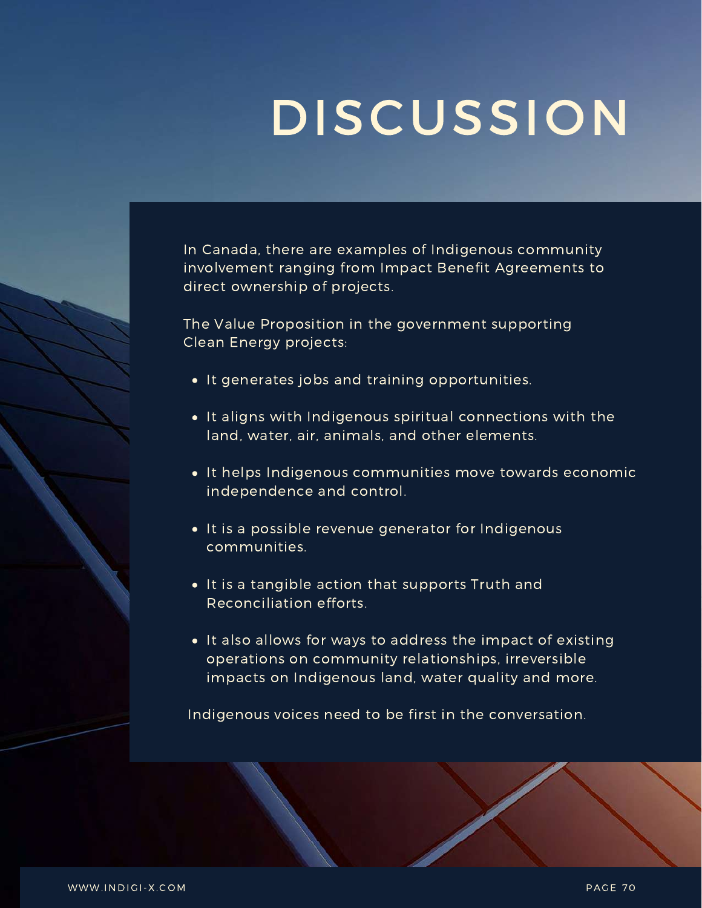# DISCUSSION

In Canada, there are examples of Indigenous community involvement ranging from Impact Benefit Agreements to direct ownership of projects.

The Value Proposition in the government supporting Clean Energy projects:

- It generates jobs and training opportunities.
- It aligns with Indigenous spiritual connections with the land, water, air, animals, and other elements.
- It helps Indigenous communities move towards economic independence and control.
- It is a possible revenue generator for Indigenous communities.
- It is a tangible action that supports Truth and Reconciliation efforts.
- It also allows for ways to address the impact of existing operations on community relationships, irreversible impacts on Indigenous land, water quality and more.

Indigenous voices need to be first in the conversation.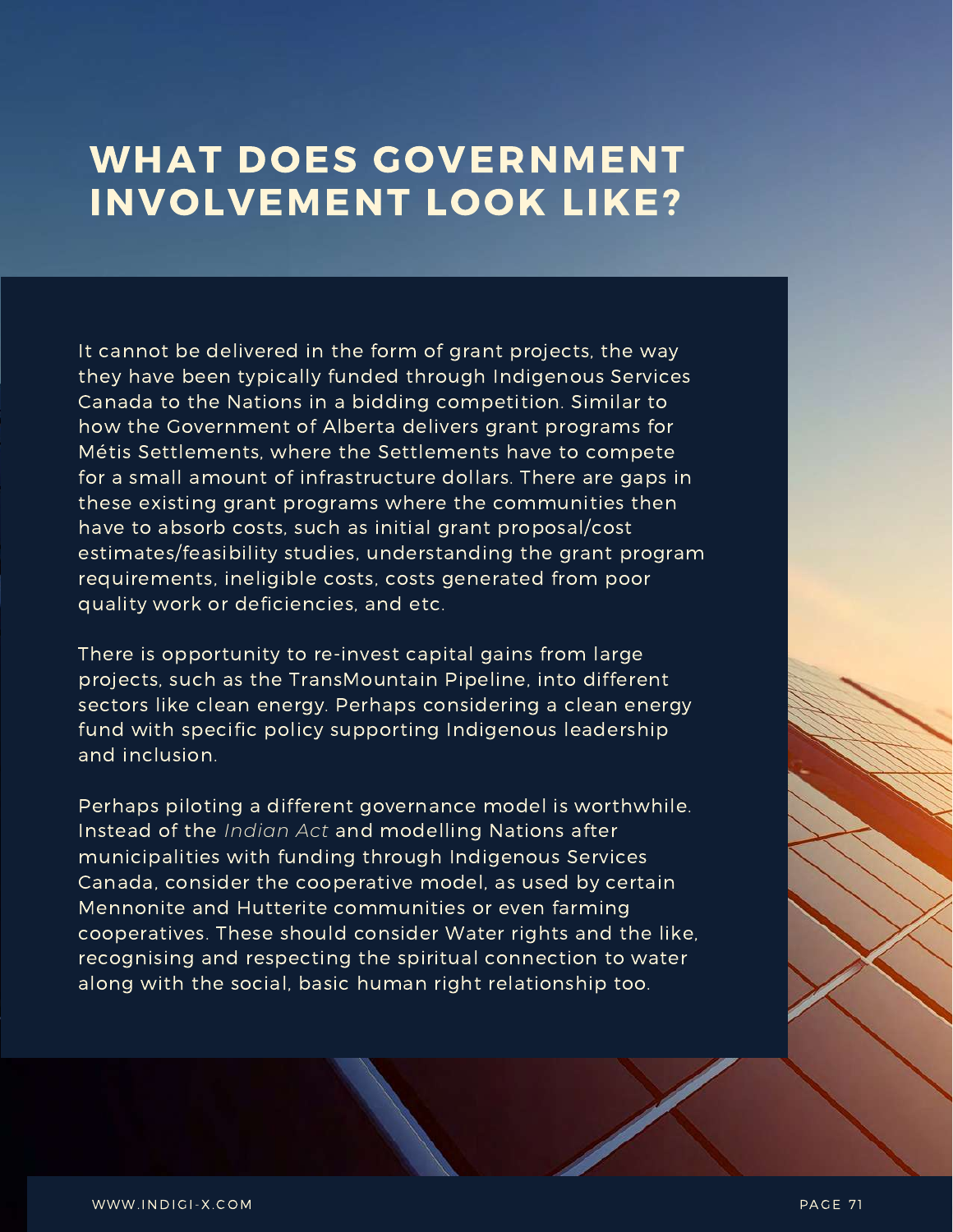# WHAT DOES GOVERNMENT INVOLVEMENT LOOK LIKE?

It cannot be delivered in the form of grant projects, the way they have been typically funded through Indigenous Services Canada to the Nations in a bidding competition. Similar to how the Government of Alberta delivers grant programs for Métis Settlements, where the Settlements have to compete for a small amount of infrastructure dollars. There are gaps in these existing grant programs where the communities then have to absorb costs, such as initial grant proposal/cost estimates/feasibility studies, understanding the grant program requirements, ineligible costs, costs generated from poor quality work or deficiencies, and etc.

There is opportunity to re-invest capital gains from large projects, such as the TransMountain Pipeline, into different sectors like clean energy. Perhaps considering a clean energy fund with specific policy supporting Indigenous leadership and inclusion.

Perhaps piloting a different governance model is worthwhile. Instead of the *Indian Act* and modelling Nations after municipalities with funding through Indigenous Services Canada, consider the cooperative model, as used by certain Mennonite and Hutterite communities or even farming cooperatives. These should consider Water rights and the like, recognising and respecting the spiritual connection to water along with the social, basic human right relationship too.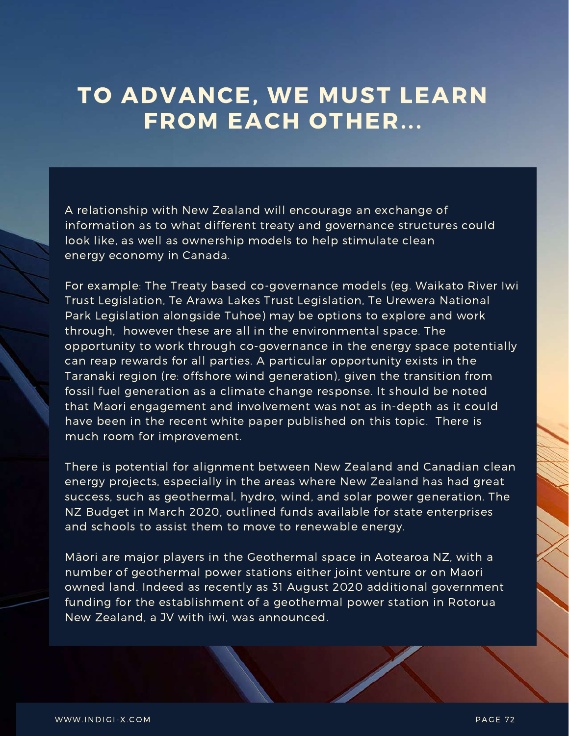# TO ADVANCE, WE MUST LEARN FROM EACH OTHER...

A relationship with New Zealand will encourage an exchange of information as to what different treaty and governance structures could look like, as well as ownership models to help stimulate clean energy economy in Canada.

For example: The Treaty based co-governance models (eg. Waikato River Iwi Trust Legislation, Te Arawa Lakes Trust Legislation, Te Urewera National Park Legislation alongside Tuhoe) may be options to explore and work through, however these are all in the environmental space. The opportunity to work through co-governance in the energy space potentially can reap rewards for all parties. A particular opportunity exists in the Taranaki region (re: offshore wind generation), given the transition from fossil fuel generation as a climate change response. It should be noted that Maori engagement and involvement was not as in-depth as it could have been in the recent white paper published on this topic. There is much room for improvement.

There is potential for alignment between New Zealand and Canadian clean energy projects, especially in the areas where New Zealand has had great success, such as geothermal, hydro, wind, and solar power generation. The NZ Budget in March 2020, outlined funds available for state enterprises and schools to assist them to move to renewable energy.

Māori are major players in the Geothermal space in Aotearoa NZ, with a number of geothermal power stations either joint venture or on Maori owned land. Indeed as recently as 31 August 2020 additional government funding for the establishment of a geothermal power station in Rotorua New Zealand, a JV with iwi, was announced.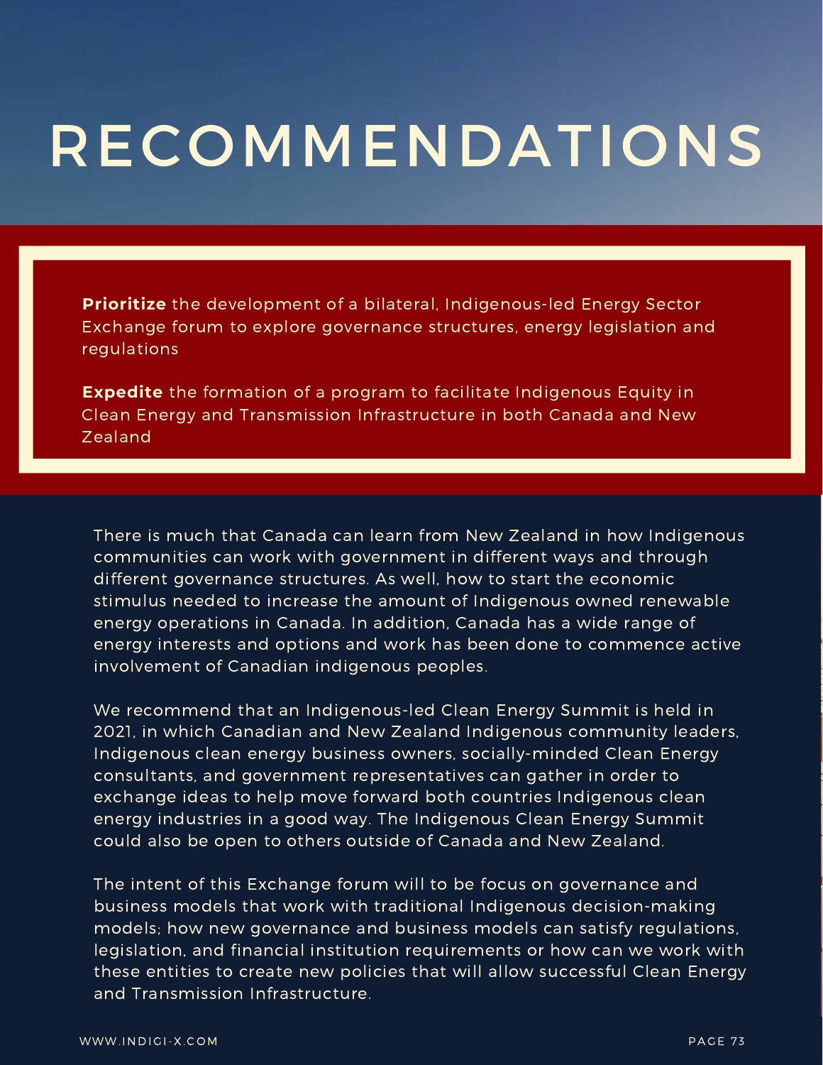# RECOMMENDATIONS

**Prioritize** the development of a bilateral, Indigenous-led Energy Sector Exchange forum to explore governance structures, energy legislation and regulations

**Expedite** the formation of a program to facilitate Indigenous Equity in Clean Energy and Transmission Infrastructure in both Canada and New Zealand

There is much that Canada can learn from New Zealand in how Indigenous communities can work with government in different ways and through different governance structures. As well, how to start the economic stimulus needed to increase the amount of Indigenous owned renewable energy operations in Canada. In addition, Canada has a wide range of energy interests and options and work has been done to commence active involvement of Canadian indigenous peoples.

We recommend that an Indigenous-led Clean Energy Summit is held in 2021, in which Canadian and New Zealand Indigenous community leaders, Indigenous clean energy business owners, socially-minded Clean Energy consultants, and government representatives can gather in order to exchange ideas to help move forward both countries Indigenous clean energy industries in a good way. The Indigenous Clean Energy Summit could also be open to others outside of Canada and New Zealand.

The intent of this Exchange forum will to be focus on governance and business models that work with traditional Indigenous decision-making models; how new governance and business models can satisfy regulations, legislation, and financial institution requirements or how can we work with these entities to create new policies that will allow successful Clean Energy and Transmission Infrastructure.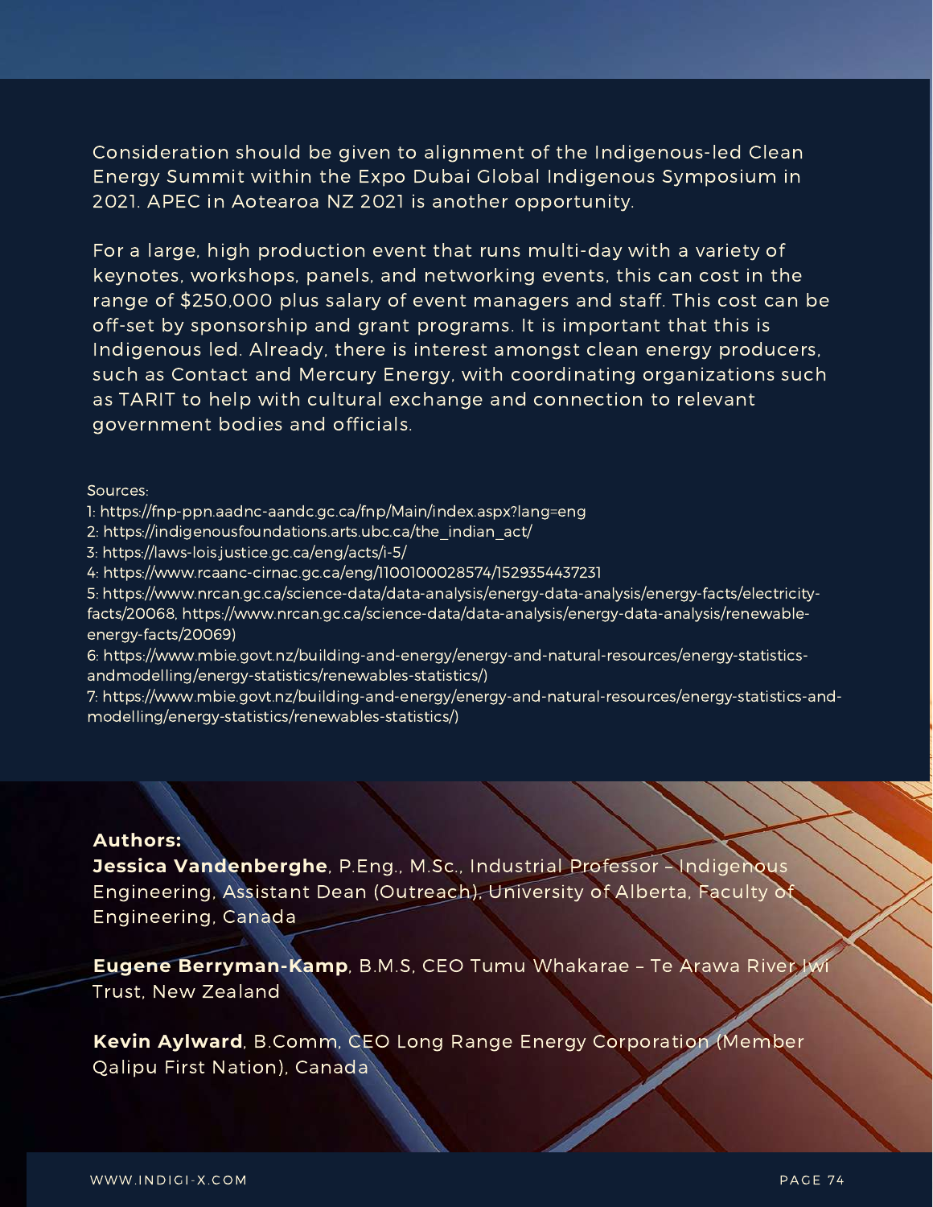Consideration should be given to alignment of the Indigenous-led Clean Energy Summit within the Expo Dubai Global Indigenous Symposium in 2021. APEC in Aotearoa NZ 2021 is another opportunity.

For a large, high production event that runs multi-day with a variety of keynotes, workshops, panels, and networking events, this can cost in the range of $250,000 plus salary of event managers and staff. This cost can be off-set by sponsorship and grant programs. It is important that this is Indigenous led. Already, there is interest amongst clean energy producers, such as Contact and Mercury Energy, with coordinating organizations such as TARIT to help with cultural exchange and connection to relevant government bodies and officials.

Sources:
1: https://fnp-ppn.aadnc-aandc.gc.ca/fnp/Main/index.aspx?lang=eng
2: https://indigenousfoundations.arts.ubc.ca/the_indian_act/
3: https://laws-lois.justice.gc.ca/eng/acts/i-5/
4: https://www.rcaanc-cirnac.gc.ca/eng/1100100028574/1529354437231
5: https://www.nrcan.gc.ca/science-data/data-analysis/energy-data-analysis/energy-facts/electricity-facts/20068, https://www.nrcan.gc.ca/science-data/data-analysis/energy-data-analysis/renewable-energy-facts/20069)
6: https://www.mbie.govt.nz/building-and-energy/energy-and-natural-resources/energy-statistics-andmodelling/energy-statistics/renewables-statistics/)
7: https://www.mbie.govt.nz/building-and-energy/energy-and-natural-resources/energy-statistics-and-modelling/energy-statistics/renewables-statistics/)

**Authors:**
**Jessica Vandenberghe**, P.Eng., M.Sc., Industrial Professor – Indigenous Engineering, Assistant Dean (Outreach), University of Alberta, Faculty of Engineering, Canada

**Eugene Berryman-Kamp**, B.M.S, CEO Tumu Whakarae – Te Arawa River Iwi Trust, New Zealand

**Kevin Aylward**, B.Comm, CEO Long Range Energy Corporation (Member Qalipu First Nation), Canada